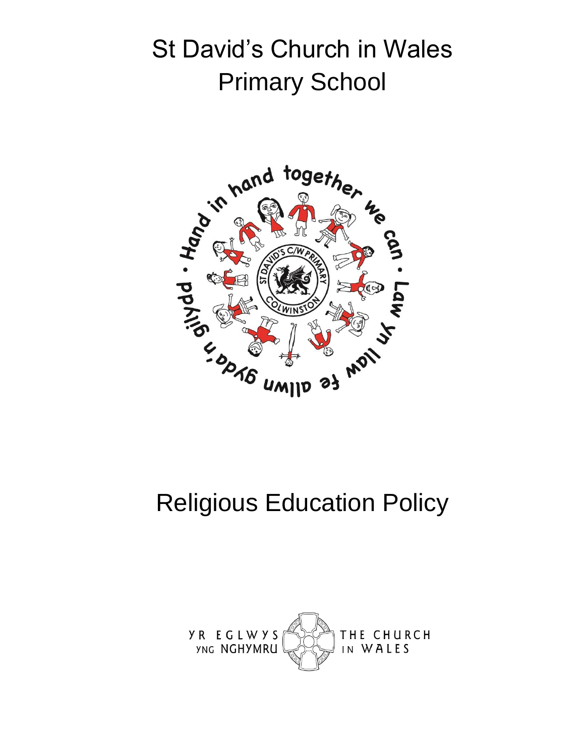# St David's Church in Wales Primary School

Hand in hand together we can · Law yn llaw fe allwn gyda'n gilydd ·

ST DAVID'S C/W PRIMARY COLWINSTON

# Religious Education Policy

YR EGLWYS YNG NGHYMRU THE CHURCH IN WALES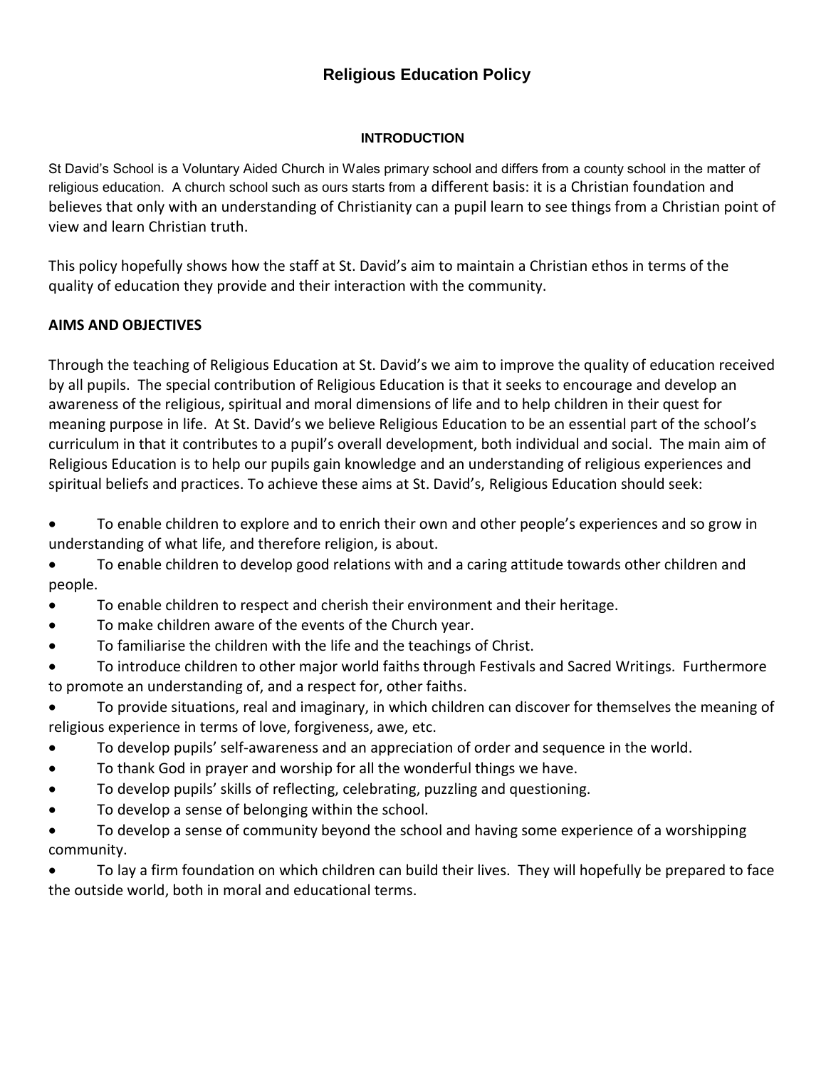# Religious Education Policy

## INTRODUCTION

St David's School is a Voluntary Aided Church in Wales primary school and differs from a county school in the matter of religious education. A church school such as ours starts from a different basis: it is a Christian foundation and believes that only with an understanding of Christianity can a pupil learn to see things from a Christian point of view and learn Christian truth.

This policy hopefully shows how the staff at St. David's aim to maintain a Christian ethos in terms of the quality of education they provide and their interaction with the community.

## AIMS AND OBJECTIVES

Through the teaching of Religious Education at St. David's we aim to improve the quality of education received by all pupils. The special contribution of Religious Education is that it seeks to encourage and develop an awareness of the religious, spiritual and moral dimensions of life and to help children in their quest for meaning purpose in life. At St. David's we believe Religious Education to be an essential part of the school's curriculum in that it contributes to a pupil's overall development, both individual and social. The main aim of Religious Education is to help our pupils gain knowledge and an understanding of religious experiences and spiritual beliefs and practices. To achieve these aims at St. David's, Religious Education should seek:

- To enable children to explore and to enrich their own and other people's experiences and so grow in understanding of what life, and therefore religion, is about.
- To enable children to develop good relations with and a caring attitude towards other children and people.
- To enable children to respect and cherish their environment and their heritage.
- To make children aware of the events of the Church year.
- To familiarise the children with the life and the teachings of Christ.
- To introduce children to other major world faiths through Festivals and Sacred Writings. Furthermore to promote an understanding of, and a respect for, other faiths.
- To provide situations, real and imaginary, in which children can discover for themselves the meaning of religious experience in terms of love, forgiveness, awe, etc.
- To develop pupils' self-awareness and an appreciation of order and sequence in the world.
- To thank God in prayer and worship for all the wonderful things we have.
- To develop pupils' skills of reflecting, celebrating, puzzling and questioning.
- To develop a sense of belonging within the school.
- To develop a sense of community beyond the school and having some experience of a worshipping community.
- To lay a firm foundation on which children can build their lives. They will hopefully be prepared to face the outside world, both in moral and educational terms.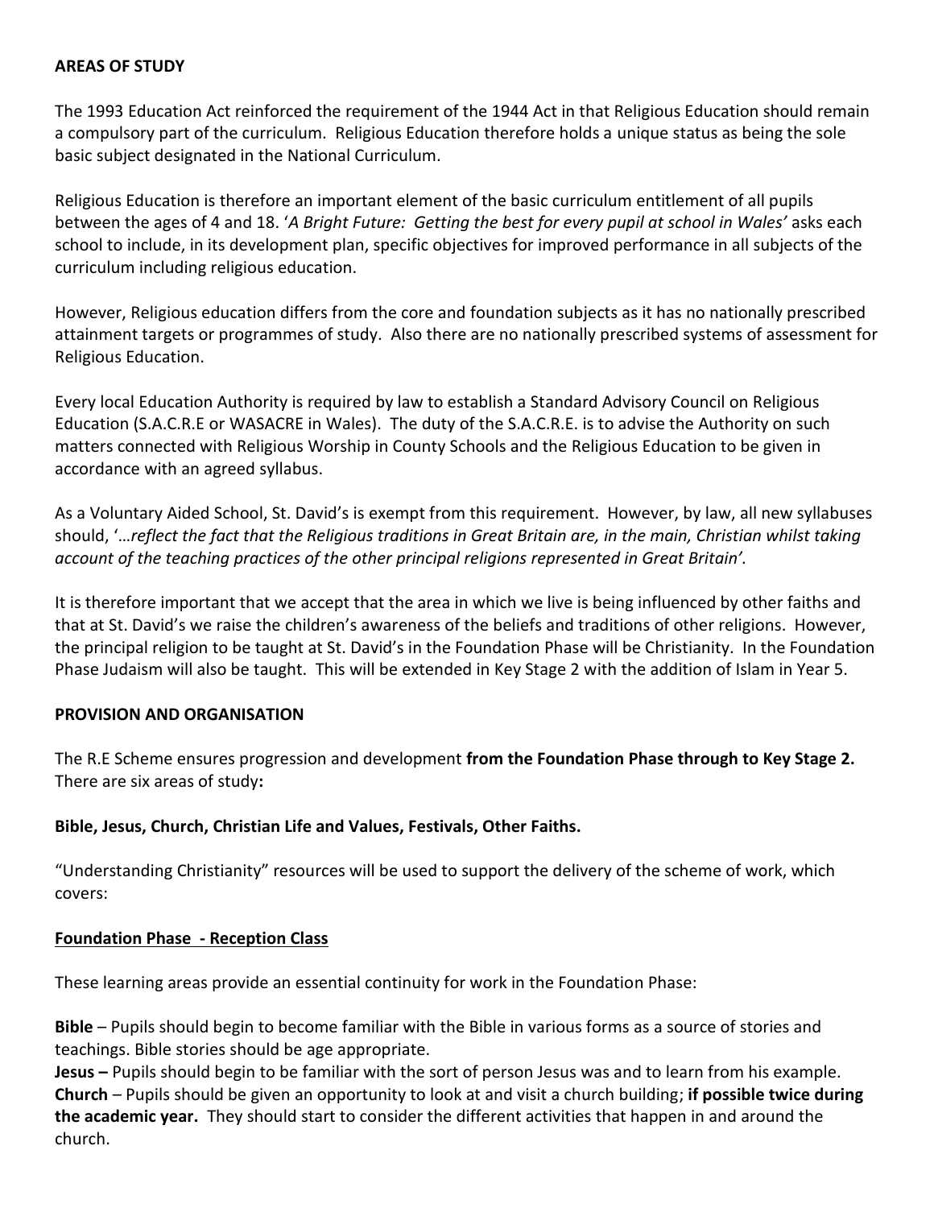**AREAS OF STUDY**

The 1993 Education Act reinforced the requirement of the 1944 Act in that Religious Education should remain a compulsory part of the curriculum. Religious Education therefore holds a unique status as being the sole basic subject designated in the National Curriculum.

Religious Education is therefore an important element of the basic curriculum entitlement of all pupils between the ages of 4 and 18. '*A Bright Future: Getting the best for every pupil at school in Wales'* asks each school to include, in its development plan, specific objectives for improved performance in all subjects of the curriculum including religious education.

However, Religious education differs from the core and foundation subjects as it has no nationally prescribed attainment targets or programmes of study. Also there are no nationally prescribed systems of assessment for Religious Education.

Every local Education Authority is required by law to establish a Standard Advisory Council on Religious Education (S.A.C.R.E or WASACRE in Wales). The duty of the S.A.C.R.E. is to advise the Authority on such matters connected with Religious Worship in County Schools and the Religious Education to be given in accordance with an agreed syllabus.

As a Voluntary Aided School, St. David's is exempt from this requirement. However, by law, all new syllabuses should, '*…reflect the fact that the Religious traditions in Great Britain are, in the main, Christian whilst taking account of the teaching practices of the other principal religions represented in Great Britain'.*

It is therefore important that we accept that the area in which we live is being influenced by other faiths and that at St. David's we raise the children's awareness of the beliefs and traditions of other religions. However, the principal religion to be taught at St. David's in the Foundation Phase will be Christianity. In the Foundation Phase Judaism will also be taught. This will be extended in Key Stage 2 with the addition of Islam in Year 5.

**PROVISION AND ORGANISATION**

The R.E Scheme ensures progression and development **from the Foundation Phase through to Key Stage 2.** There are six areas of study**:**

**Bible, Jesus, Church, Christian Life and Values, Festivals, Other Faiths.**

"Understanding Christianity" resources will be used to support the delivery of the scheme of work, which covers:

**Foundation Phase - Reception Class**

These learning areas provide an essential continuity for work in the Foundation Phase:

**Bible** – Pupils should begin to become familiar with the Bible in various forms as a source of stories and teachings. Bible stories should be age appropriate.
**Jesus –** Pupils should begin to be familiar with the sort of person Jesus was and to learn from his example.
**Church** – Pupils should be given an opportunity to look at and visit a church building; **if possible twice during the academic year.** They should start to consider the different activities that happen in and around the church.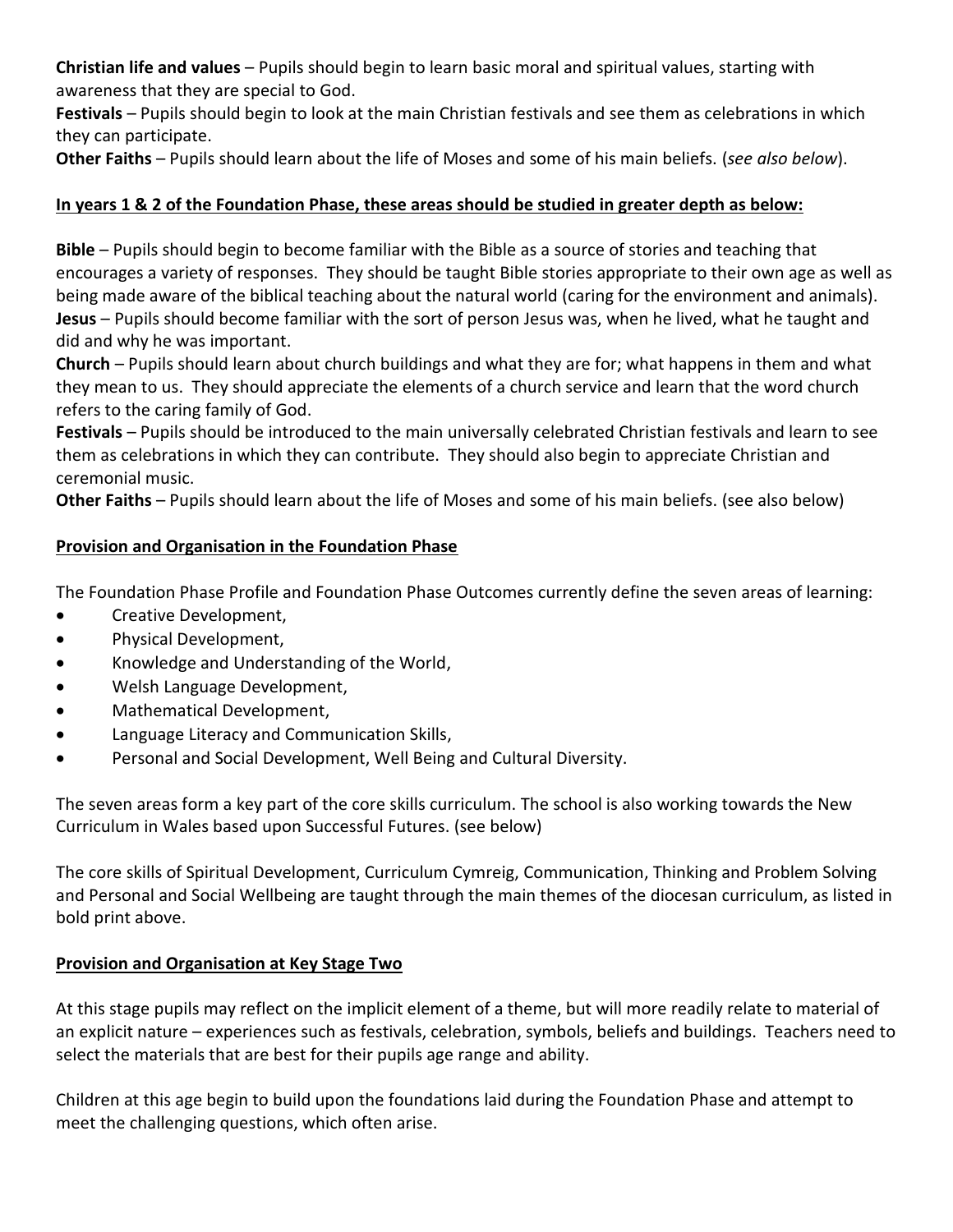**Christian life and values** – Pupils should begin to learn basic moral and spiritual values, starting with awareness that they are special to God.
**Festivals** – Pupils should begin to look at the main Christian festivals and see them as celebrations in which they can participate.
**Other Faiths** – Pupils should learn about the life of Moses and some of his main beliefs. (*see also below*).

**In years 1 & 2 of the Foundation Phase, these areas should be studied in greater depth as below:**

**Bible** – Pupils should begin to become familiar with the Bible as a source of stories and teaching that encourages a variety of responses. They should be taught Bible stories appropriate to their own age as well as being made aware of the biblical teaching about the natural world (caring for the environment and animals).
**Jesus** – Pupils should become familiar with the sort of person Jesus was, when he lived, what he taught and did and why he was important.
**Church** – Pupils should learn about church buildings and what they are for; what happens in them and what they mean to us. They should appreciate the elements of a church service and learn that the word church refers to the caring family of God.
**Festivals** – Pupils should be introduced to the main universally celebrated Christian festivals and learn to see them as celebrations in which they can contribute. They should also begin to appreciate Christian and ceremonial music.
**Other Faiths** – Pupils should learn about the life of Moses and some of his main beliefs. (see also below)

**Provision and Organisation in the Foundation Phase**

The Foundation Phase Profile and Foundation Phase Outcomes currently define the seven areas of learning:

- Creative Development,
- Physical Development,
- Knowledge and Understanding of the World,
- Welsh Language Development,
- Mathematical Development,
- Language Literacy and Communication Skills,
- Personal and Social Development, Well Being and Cultural Diversity.

The seven areas form a key part of the core skills curriculum. The school is also working towards the New Curriculum in Wales based upon Successful Futures. (see below)

The core skills of Spiritual Development, Curriculum Cymreig, Communication, Thinking and Problem Solving and Personal and Social Wellbeing are taught through the main themes of the diocesan curriculum, as listed in bold print above.

**Provision and Organisation at Key Stage Two**

At this stage pupils may reflect on the implicit element of a theme, but will more readily relate to material of an explicit nature – experiences such as festivals, celebration, symbols, beliefs and buildings. Teachers need to select the materials that are best for their pupils age range and ability.

Children at this age begin to build upon the foundations laid during the Foundation Phase and attempt to meet the challenging questions, which often arise.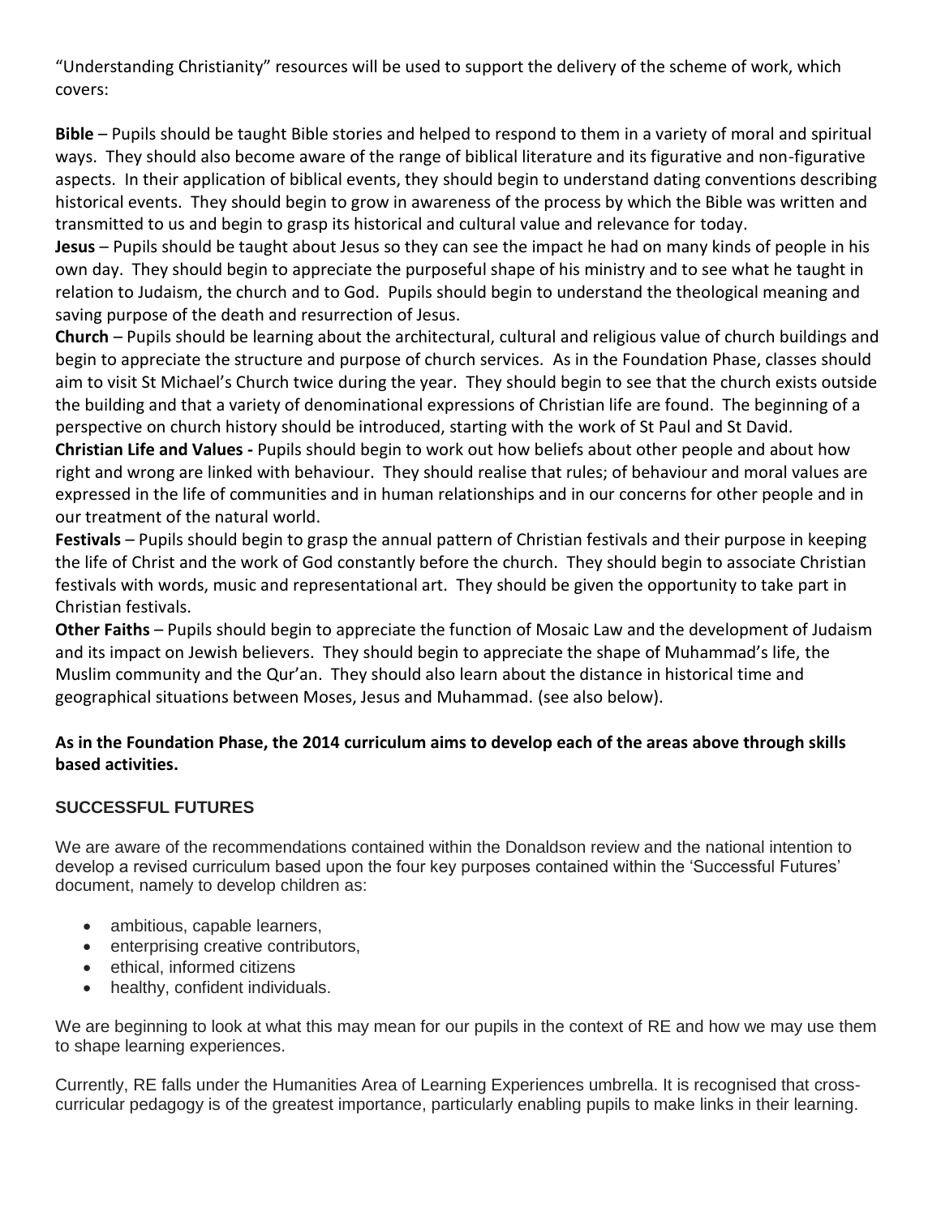"Understanding Christianity" resources will be used to support the delivery of the scheme of work, which covers:

**Bible** – Pupils should be taught Bible stories and helped to respond to them in a variety of moral and spiritual ways. They should also become aware of the range of biblical literature and its figurative and non-figurative aspects. In their application of biblical events, they should begin to understand dating conventions describing historical events. They should begin to grow in awareness of the process by which the Bible was written and transmitted to us and begin to grasp its historical and cultural value and relevance for today.

**Jesus** – Pupils should be taught about Jesus so they can see the impact he had on many kinds of people in his own day. They should begin to appreciate the purposeful shape of his ministry and to see what he taught in relation to Judaism, the church and to God. Pupils should begin to understand the theological meaning and saving purpose of the death and resurrection of Jesus.

**Church** – Pupils should be learning about the architectural, cultural and religious value of church buildings and begin to appreciate the structure and purpose of church services. As in the Foundation Phase, classes should aim to visit St Michael's Church twice during the year. They should begin to see that the church exists outside the building and that a variety of denominational expressions of Christian life are found. The beginning of a perspective on church history should be introduced, starting with the work of St Paul and St David.

**Christian Life and Values -** Pupils should begin to work out how beliefs about other people and about how right and wrong are linked with behaviour. They should realise that rules; of behaviour and moral values are expressed in the life of communities and in human relationships and in our concerns for other people and in our treatment of the natural world.

**Festivals** – Pupils should begin to grasp the annual pattern of Christian festivals and their purpose in keeping the life of Christ and the work of God constantly before the church. They should begin to associate Christian festivals with words, music and representational art. They should be given the opportunity to take part in Christian festivals.

**Other Faiths** – Pupils should begin to appreciate the function of Mosaic Law and the development of Judaism and its impact on Jewish believers. They should begin to appreciate the shape of Muhammad's life, the Muslim community and the Qur'an. They should also learn about the distance in historical time and geographical situations between Moses, Jesus and Muhammad. (see also below).

**As in the Foundation Phase, the 2014 curriculum aims to develop each of the areas above through skills based activities.**

## SUCCESSFUL FUTURES

We are aware of the recommendations contained within the Donaldson review and the national intention to develop a revised curriculum based upon the four key purposes contained within the 'Successful Futures' document, namely to develop children as:

- ambitious, capable learners,
- enterprising creative contributors,
- ethical, informed citizens
- healthy, confident individuals.

We are beginning to look at what this may mean for our pupils in the context of RE and how we may use them to shape learning experiences.

Currently, RE falls under the Humanities Area of Learning Experiences umbrella. It is recognised that cross-curricular pedagogy is of the greatest importance, particularly enabling pupils to make links in their learning.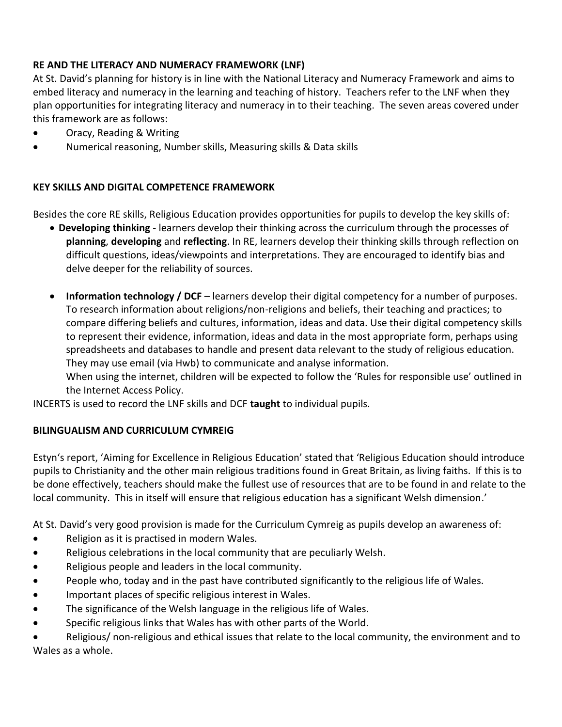**RE AND THE LITERACY AND NUMERACY FRAMEWORK (LNF)**

At St. David's planning for history is in line with the National Literacy and Numeracy Framework and aims to embed literacy and numeracy in the learning and teaching of history. Teachers refer to the LNF when they plan opportunities for integrating literacy and numeracy in to their teaching. The seven areas covered under this framework are as follows:

- Oracy, Reading & Writing
- Numerical reasoning, Number skills, Measuring skills & Data skills

**KEY SKILLS AND DIGITAL COMPETENCE FRAMEWORK**

Besides the core RE skills, Religious Education provides opportunities for pupils to develop the key skills of:

- **Developing thinking** - learners develop their thinking across the curriculum through the processes of **planning**, **developing** and **reflecting**. In RE, learners develop their thinking skills through reflection on difficult questions, ideas/viewpoints and interpretations. They are encouraged to identify bias and delve deeper for the reliability of sources.

- **Information technology / DCF** – learners develop their digital competency for a number of purposes. To research information about religions/non-religions and beliefs, their teaching and practices; to compare differing beliefs and cultures, information, ideas and data. Use their digital competency skills to represent their evidence, information, ideas and data in the most appropriate form, perhaps using spreadsheets and databases to handle and present data relevant to the study of religious education. They may use email (via Hwb) to communicate and analyse information.
  When using the internet, children will be expected to follow the 'Rules for responsible use' outlined in the Internet Access Policy.

INCERTS is used to record the LNF skills and DCF **taught** to individual pupils.

**BILINGUALISM AND CURRICULUM CYMREIG**

Estyn's report, 'Aiming for Excellence in Religious Education' stated that 'Religious Education should introduce pupils to Christianity and the other main religious traditions found in Great Britain, as living faiths. If this is to be done effectively, teachers should make the fullest use of resources that are to be found in and relate to the local community. This in itself will ensure that religious education has a significant Welsh dimension.'

At St. David's very good provision is made for the Curriculum Cymreig as pupils develop an awareness of:

- Religion as it is practised in modern Wales.
- Religious celebrations in the local community that are peculiarly Welsh.
- Religious people and leaders in the local community.
- People who, today and in the past have contributed significantly to the religious life of Wales.
- Important places of specific religious interest in Wales.
- The significance of the Welsh language in the religious life of Wales.
- Specific religious links that Wales has with other parts of the World.
- Religious/ non-religious and ethical issues that relate to the local community, the environment and to Wales as a whole.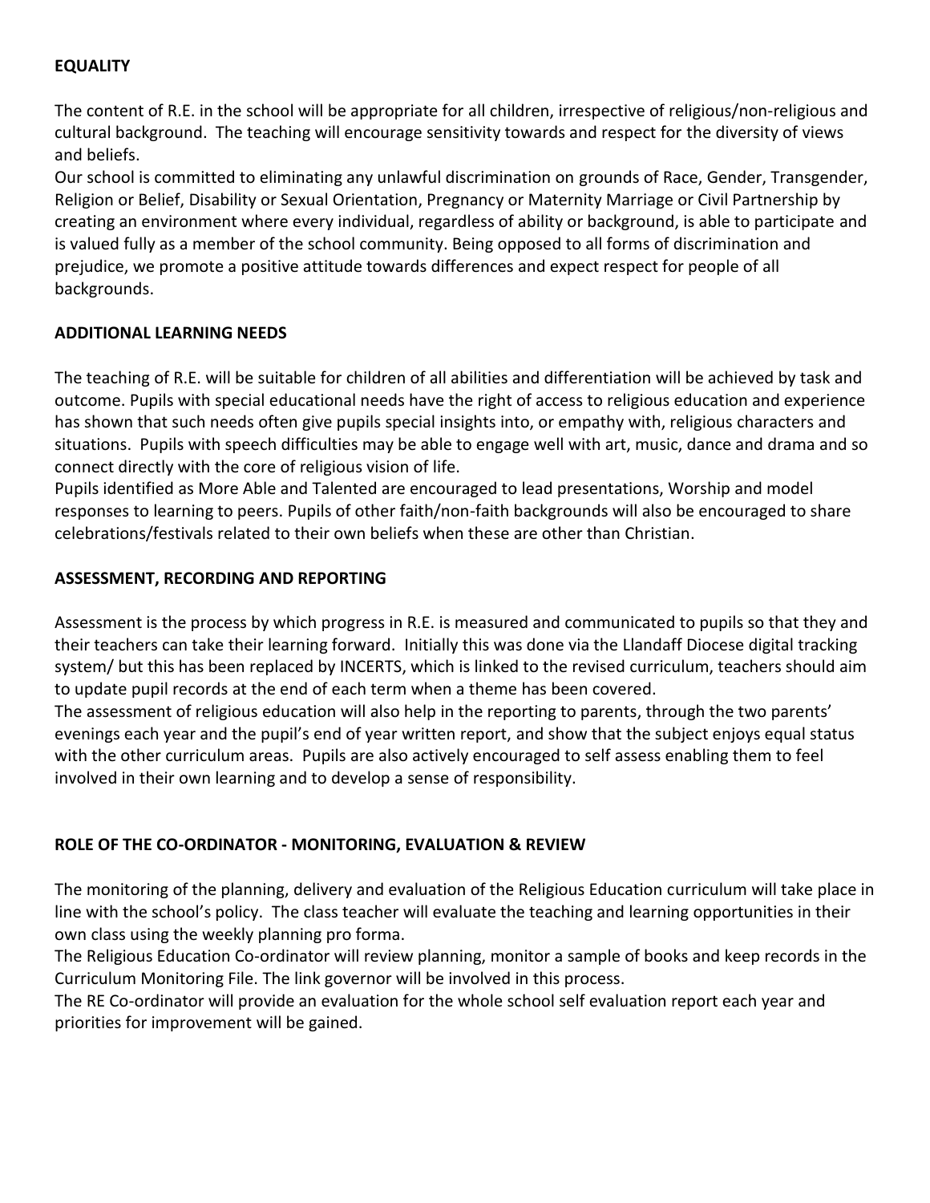**EQUALITY**

The content of R.E. in the school will be appropriate for all children, irrespective of religious/non-religious and cultural background. The teaching will encourage sensitivity towards and respect for the diversity of views and beliefs.

Our school is committed to eliminating any unlawful discrimination on grounds of Race, Gender, Transgender, Religion or Belief, Disability or Sexual Orientation, Pregnancy or Maternity Marriage or Civil Partnership by creating an environment where every individual, regardless of ability or background, is able to participate and is valued fully as a member of the school community. Being opposed to all forms of discrimination and prejudice, we promote a positive attitude towards differences and expect respect for people of all backgrounds.

**ADDITIONAL LEARNING NEEDS**

The teaching of R.E. will be suitable for children of all abilities and differentiation will be achieved by task and outcome. Pupils with special educational needs have the right of access to religious education and experience has shown that such needs often give pupils special insights into, or empathy with, religious characters and situations. Pupils with speech difficulties may be able to engage well with art, music, dance and drama and so connect directly with the core of religious vision of life.

Pupils identified as More Able and Talented are encouraged to lead presentations, Worship and model responses to learning to peers. Pupils of other faith/non-faith backgrounds will also be encouraged to share celebrations/festivals related to their own beliefs when these are other than Christian.

**ASSESSMENT, RECORDING AND REPORTING**

Assessment is the process by which progress in R.E. is measured and communicated to pupils so that they and their teachers can take their learning forward. Initially this was done via the Llandaff Diocese digital tracking system/ but this has been replaced by INCERTS, which is linked to the revised curriculum, teachers should aim to update pupil records at the end of each term when a theme has been covered.

The assessment of religious education will also help in the reporting to parents, through the two parents' evenings each year and the pupil's end of year written report, and show that the subject enjoys equal status with the other curriculum areas. Pupils are also actively encouraged to self assess enabling them to feel involved in their own learning and to develop a sense of responsibility.

**ROLE OF THE CO-ORDINATOR - MONITORING, EVALUATION & REVIEW**

The monitoring of the planning, delivery and evaluation of the Religious Education curriculum will take place in line with the school's policy. The class teacher will evaluate the teaching and learning opportunities in their own class using the weekly planning pro forma.

The Religious Education Co-ordinator will review planning, monitor a sample of books and keep records in the Curriculum Monitoring File. The link governor will be involved in this process.

The RE Co-ordinator will provide an evaluation for the whole school self evaluation report each year and priorities for improvement will be gained.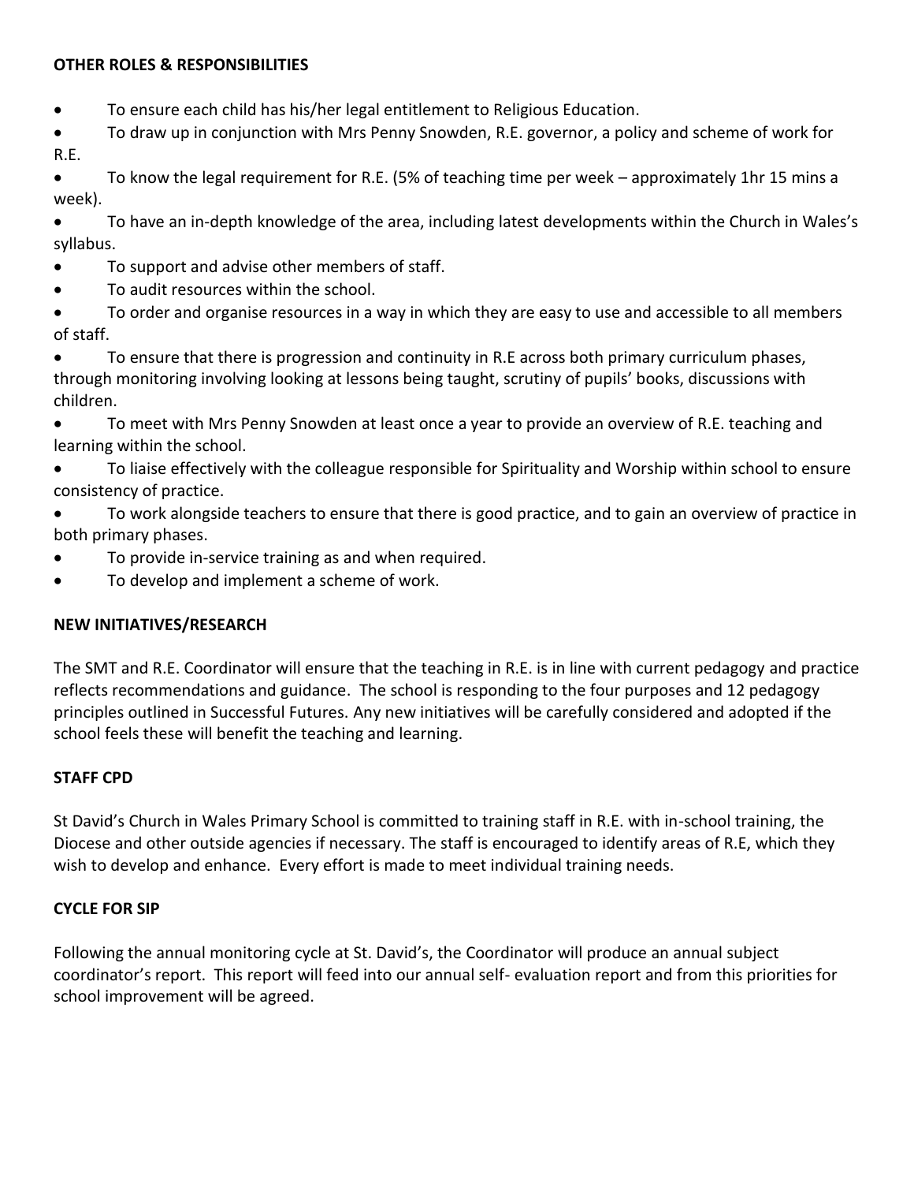**OTHER ROLES & RESPONSIBILITIES**

- To ensure each child has his/her legal entitlement to Religious Education.
- To draw up in conjunction with Mrs Penny Snowden, R.E. governor, a policy and scheme of work for R.E.
- To know the legal requirement for R.E. (5% of teaching time per week – approximately 1hr 15 mins a week).
- To have an in-depth knowledge of the area, including latest developments within the Church in Wales's syllabus.
- To support and advise other members of staff.
- To audit resources within the school.
- To order and organise resources in a way in which they are easy to use and accessible to all members of staff.
- To ensure that there is progression and continuity in R.E across both primary curriculum phases, through monitoring involving looking at lessons being taught, scrutiny of pupils' books, discussions with children.
- To meet with Mrs Penny Snowden at least once a year to provide an overview of R.E. teaching and learning within the school.
- To liaise effectively with the colleague responsible for Spirituality and Worship within school to ensure consistency of practice.
- To work alongside teachers to ensure that there is good practice, and to gain an overview of practice in both primary phases.
- To provide in-service training as and when required.
- To develop and implement a scheme of work.

**NEW INITIATIVES/RESEARCH**

The SMT and R.E. Coordinator will ensure that the teaching in R.E. is in line with current pedagogy and practice reflects recommendations and guidance. The school is responding to the four purposes and 12 pedagogy principles outlined in Successful Futures. Any new initiatives will be carefully considered and adopted if the school feels these will benefit the teaching and learning.

**STAFF CPD**

St David's Church in Wales Primary School is committed to training staff in R.E. with in-school training, the Diocese and other outside agencies if necessary. The staff is encouraged to identify areas of R.E, which they wish to develop and enhance. Every effort is made to meet individual training needs.

**CYCLE FOR SIP**

Following the annual monitoring cycle at St. David's, the Coordinator will produce an annual subject coordinator's report. This report will feed into our annual self- evaluation report and from this priorities for school improvement will be agreed.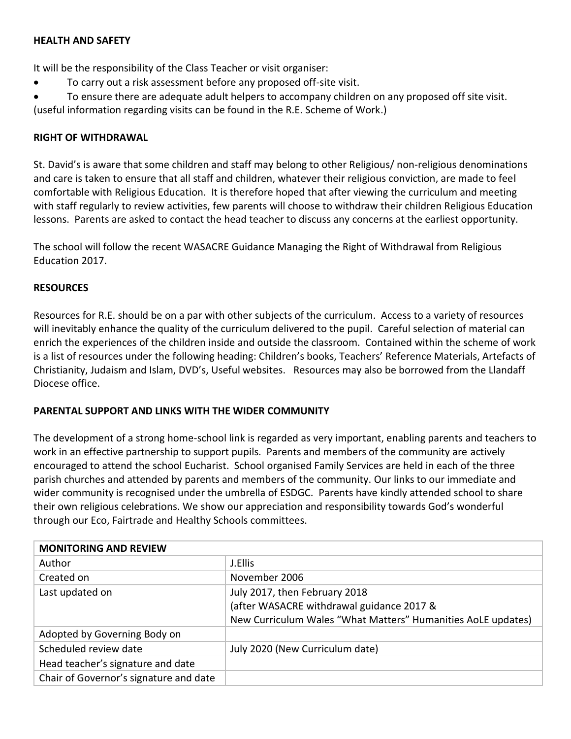**HEALTH AND SAFETY**

It will be the responsibility of the Class Teacher or visit organiser:

- To carry out a risk assessment before any proposed off-site visit.
- To ensure there are adequate adult helpers to accompany children on any proposed off site visit.

(useful information regarding visits can be found in the R.E. Scheme of Work.)

**RIGHT OF WITHDRAWAL**

St. David's is aware that some children and staff may belong to other Religious/ non-religious denominations and care is taken to ensure that all staff and children, whatever their religious conviction, are made to feel comfortable with Religious Education. It is therefore hoped that after viewing the curriculum and meeting with staff regularly to review activities, few parents will choose to withdraw their children Religious Education lessons. Parents are asked to contact the head teacher to discuss any concerns at the earliest opportunity.

The school will follow the recent WASACRE Guidance Managing the Right of Withdrawal from Religious Education 2017.

**RESOURCES**

Resources for R.E. should be on a par with other subjects of the curriculum. Access to a variety of resources will inevitably enhance the quality of the curriculum delivered to the pupil. Careful selection of material can enrich the experiences of the children inside and outside the classroom. Contained within the scheme of work is a list of resources under the following heading: Children's books, Teachers' Reference Materials, Artefacts of Christianity, Judaism and Islam, DVD's, Useful websites. Resources may also be borrowed from the Llandaff Diocese office.

**PARENTAL SUPPORT AND LINKS WITH THE WIDER COMMUNITY**

The development of a strong home-school link is regarded as very important, enabling parents and teachers to work in an effective partnership to support pupils. Parents and members of the community are actively encouraged to attend the school Eucharist. School organised Family Services are held in each of the three parish churches and attended by parents and members of the community. Our links to our immediate and wider community is recognised under the umbrella of ESDGC. Parents have kindly attended school to share their own religious celebrations. We show our appreciation and responsibility towards God's wonderful through our Eco, Fairtrade and Healthy Schools committees.

| **MONITORING AND REVIEW** | |
|---|---|
| Author | J.Ellis |
| Created on | November 2006 |
| Last updated on | July 2017, then February 2018<br>(after WASACRE withdrawal guidance 2017 &<br>New Curriculum Wales "What Matters" Humanities AoLE updates) |
| Adopted by Governing Body on | |
| Scheduled review date | July 2020 (New Curriculum date) |
| Head teacher's signature and date | |
| Chair of Governor's signature and date | |